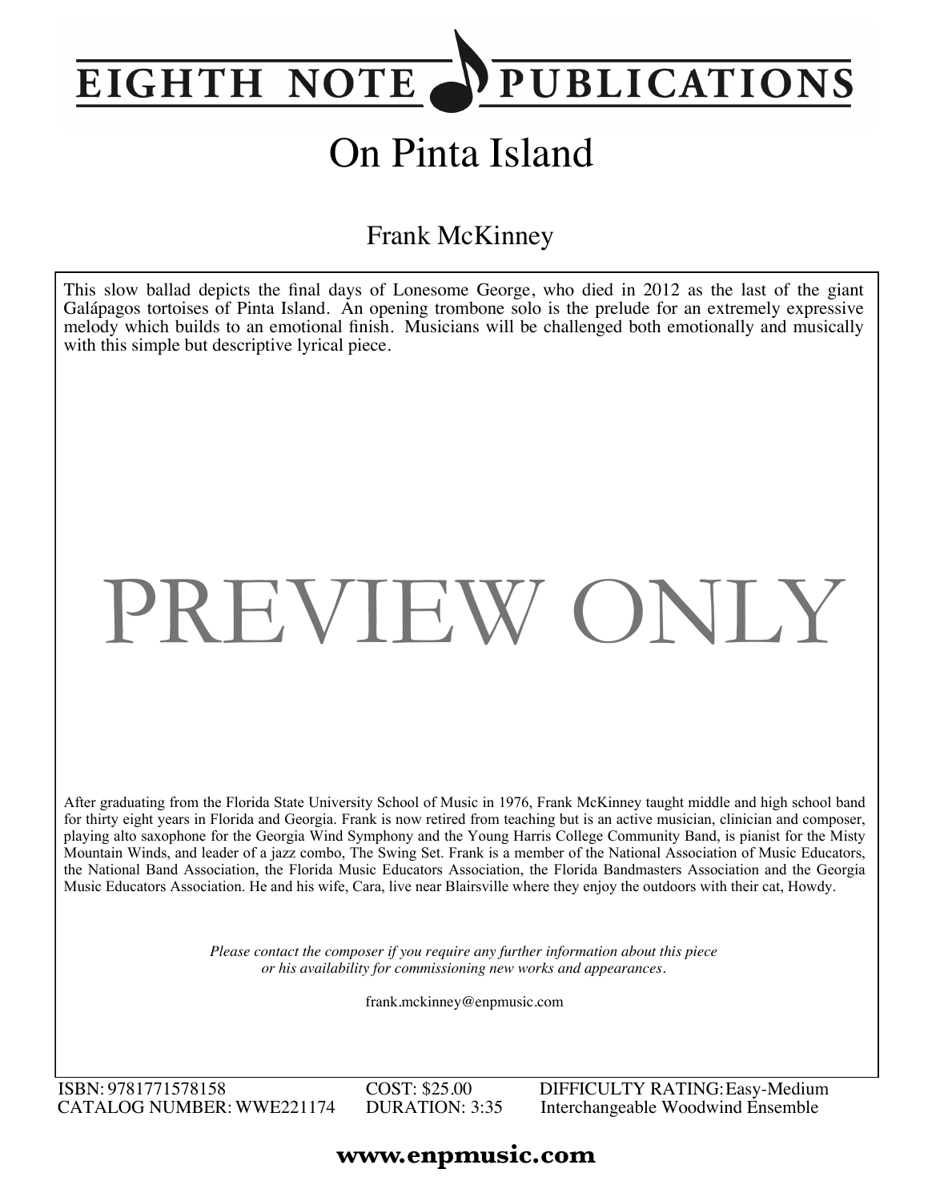# EIGHTH NOTE PUBLICATIONS

# On Pinta Island

## Frank McKinney

This slow ballad depicts the final days of Lonesome George, who died in 2012 as the last of the giant Galápagos tortoises of Pinta Island. An opening trombone solo is the prelude for an extremely expressive melody which builds to an emotional finish. Musicians will be challenged both emotionally and musically with this simple but descriptive lyrical piece.

PREVIEW ONLY

After graduating from the Florida State University School of Music in 1976, Frank McKinney taught middle and high school band for thirty eight years in Florida and Georgia. Frank is now retired from teaching but is an active musician, clinician and composer, playing alto saxophone for the Georgia Wind Symphony and the Young Harris College Community Band, is pianist for the Misty Mountain Winds, and leader of a jazz combo, The Swing Set. Frank is a member of the National Association of Music Educators, the National Band Association, the Florida Music Educators Association, the Florida Bandmasters Association and the Georgia Music Educators Association. He and his wife, Cara, live near Blairsville where they enjoy the outdoors with their cat, Howdy.

*Please contact the composer if you require any further information about this piece or his availability for commissioning new works and appearances.*

frank.mckinney@enpmusic.com

ISBN: 9781771578158
CATALOG NUMBER: WWE221174
COST: $25.00
DURATION: 3:35
DIFFICULTY RATING: Easy-Medium
Interchangeable Woodwind Ensemble

**www.enpmusic.com**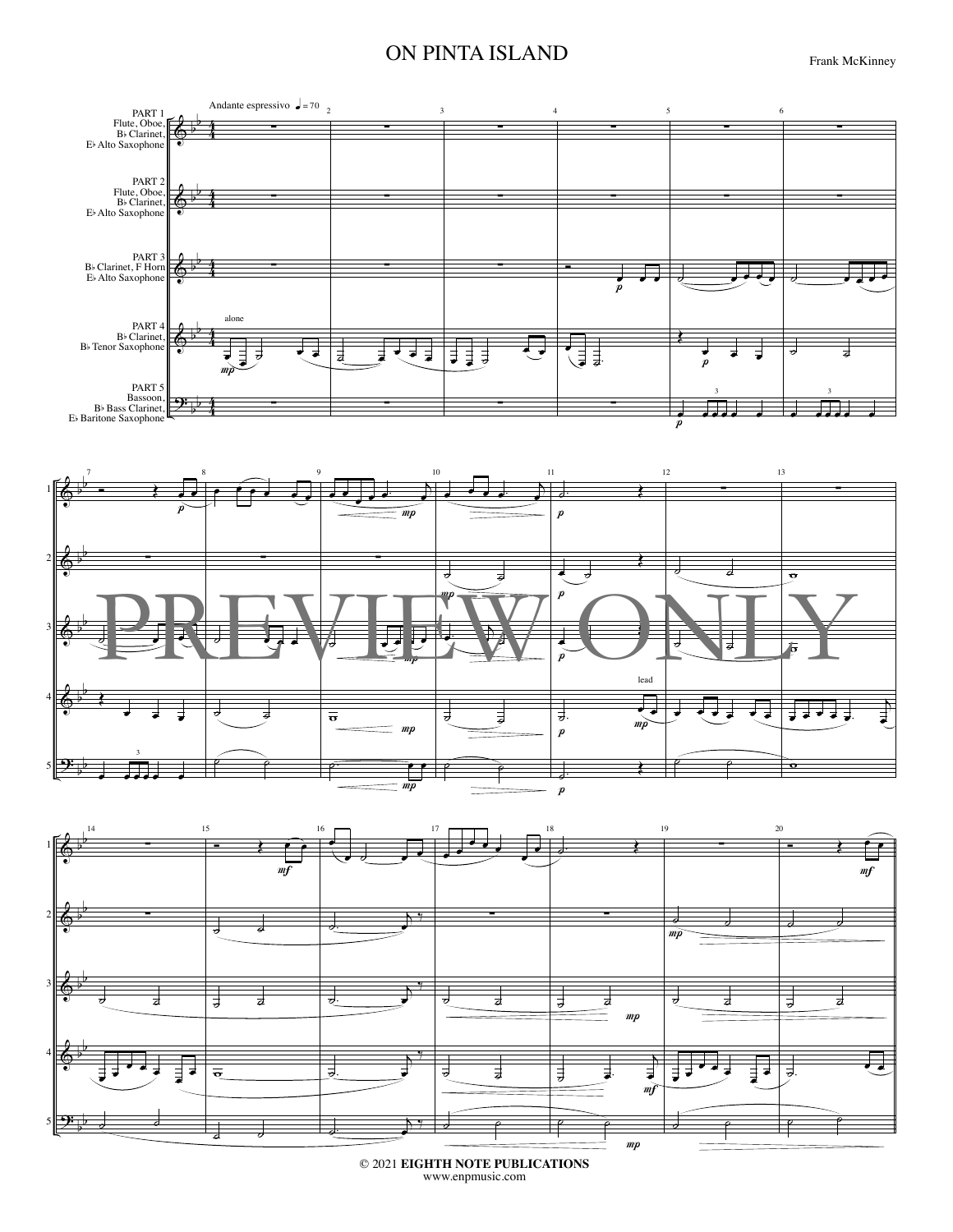# ON PINTA ISLAND

Frank McKinney

Andante espressivo ♩= 70

PART 1 Flute, Oboe, B♭ Clarinet, E♭ Alto Saxophone

PART 2 Flute, Oboe, B♭ Clarinet, E♭ Alto Saxophone

PART 3 B♭ Clarinet, F Horn E♭ Alto Saxophone

PART 4 B♭ Clarinet, B♭ Tenor Saxophone

PART 5 Bassoon, B♭ Bass Clarinet, E♭ Baritone Saxophone

PREVIEW ONLY

© 2021 **EIGHTH NOTE PUBLICATIONS**
www.enpmusic.com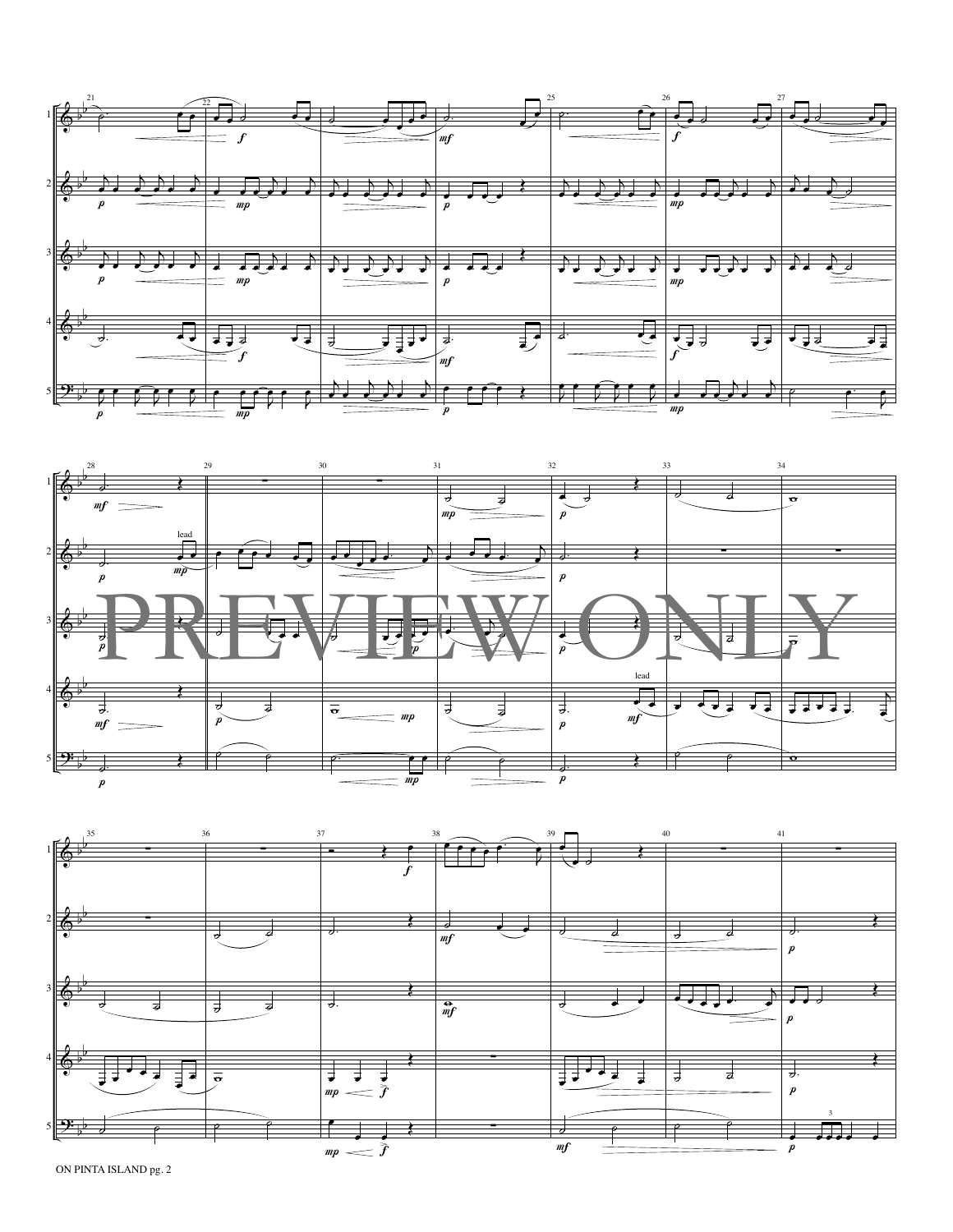PREVIEW ONLY

ON PINTA ISLAND pg. 2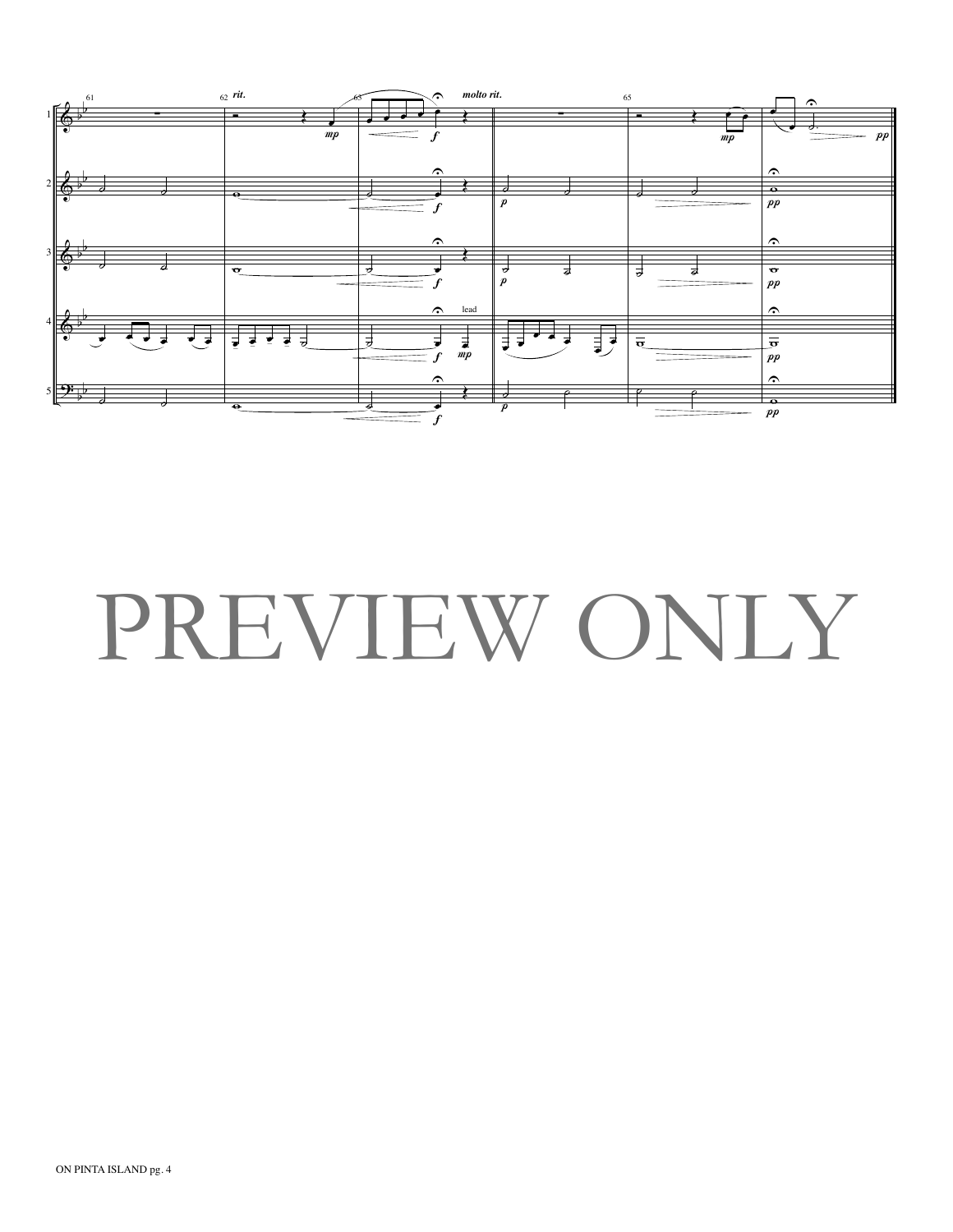PREVIEW ONLY